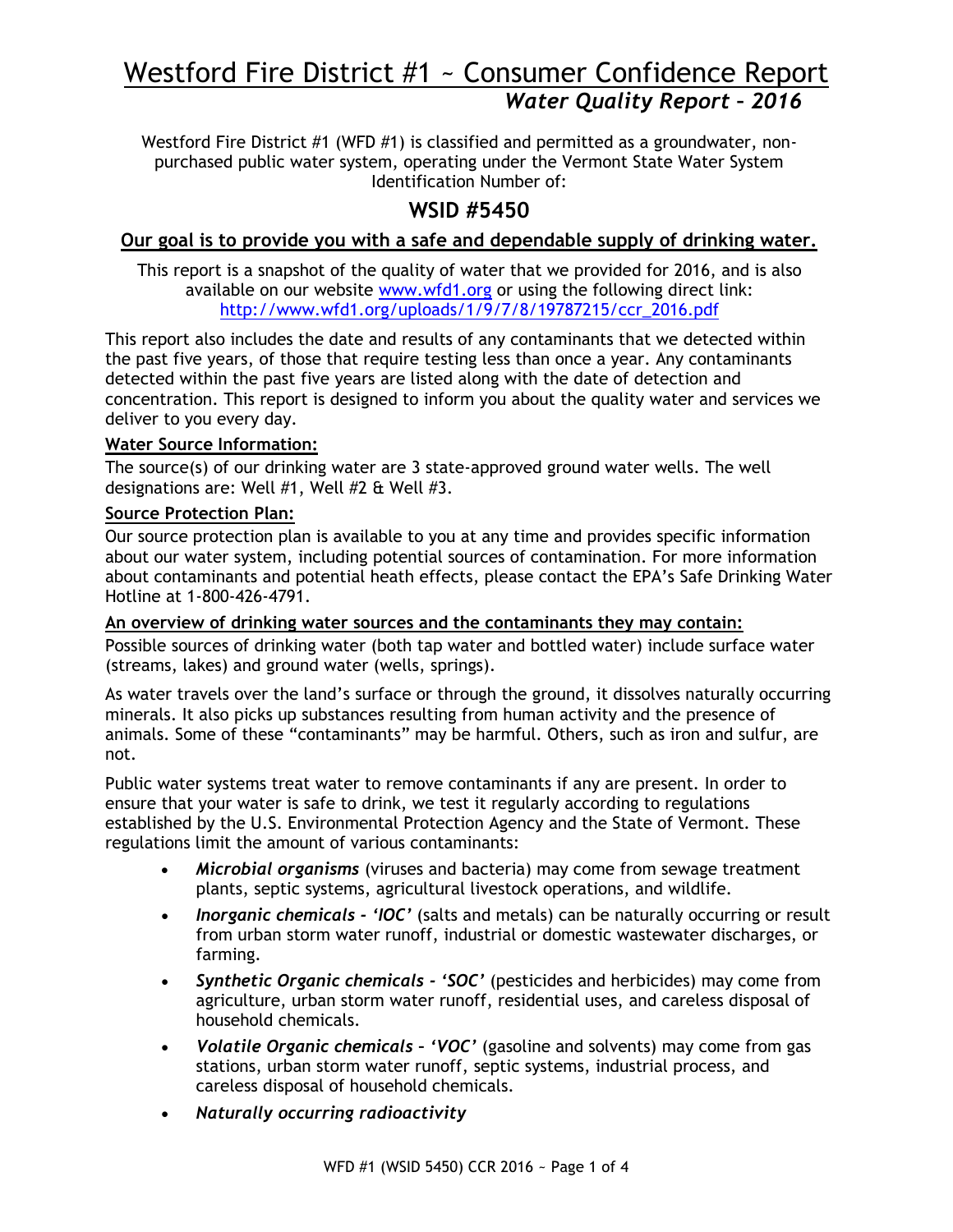# Westford Fire District #1 ~ Consumer Confidence Report

## *Water Quality Report – 2016*

Westford Fire District #1 (WFD #1) is classified and permitted as a groundwater, non-purchased public water system, operating under the Vermont State Water System Identification Number of:

## WSID #5450

**Our goal is to provide you with a safe and dependable supply of drinking water.**

This report is a snapshot of the quality of water that we provided for 2016, and is also available on our website [www.wfd1.org](http://www.wfd1.org) or using the following direct link: [http://www.wfd1.org/uploads/1/9/7/8/19787215/ccr_2016.pdf](http://www.wfd1.org/uploads/1/9/7/8/19787215/ccr_2016.pdf)

This report also includes the date and results of any contaminants that we detected within the past five years, of those that require testing less than once a year. Any contaminants detected within the past five years are listed along with the date of detection and concentration. This report is designed to inform you about the quality water and services we deliver to you every day.

**Water Source Information:**

The source(s) of our drinking water are 3 state-approved ground water wells. The well designations are: Well #1, Well #2 & Well #3.

**Source Protection Plan:**

Our source protection plan is available to you at any time and provides specific information about our water system, including potential sources of contamination. For more information about contaminants and potential heath effects, please contact the EPA's Safe Drinking Water Hotline at 1-800-426-4791.

**An overview of drinking water sources and the contaminants they may contain:**

Possible sources of drinking water (both tap water and bottled water) include surface water (streams, lakes) and ground water (wells, springs).

As water travels over the land's surface or through the ground, it dissolves naturally occurring minerals. It also picks up substances resulting from human activity and the presence of animals. Some of these "contaminants" may be harmful. Others, such as iron and sulfur, are not.

Public water systems treat water to remove contaminants if any are present. In order to ensure that your water is safe to drink, we test it regularly according to regulations established by the U.S. Environmental Protection Agency and the State of Vermont. These regulations limit the amount of various contaminants:

- ***Microbial organisms*** (viruses and bacteria) may come from sewage treatment plants, septic systems, agricultural livestock operations, and wildlife.
- ***Inorganic chemicals - 'IOC'*** (salts and metals) can be naturally occurring or result from urban storm water runoff, industrial or domestic wastewater discharges, or farming.
- ***Synthetic Organic chemicals - 'SOC'*** (pesticides and herbicides) may come from agriculture, urban storm water runoff, residential uses, and careless disposal of household chemicals.
- ***Volatile Organic chemicals – 'VOC'*** (gasoline and solvents) may come from gas stations, urban storm water runoff, septic systems, industrial process, and careless disposal of household chemicals.
- ***Naturally occurring radioactivity***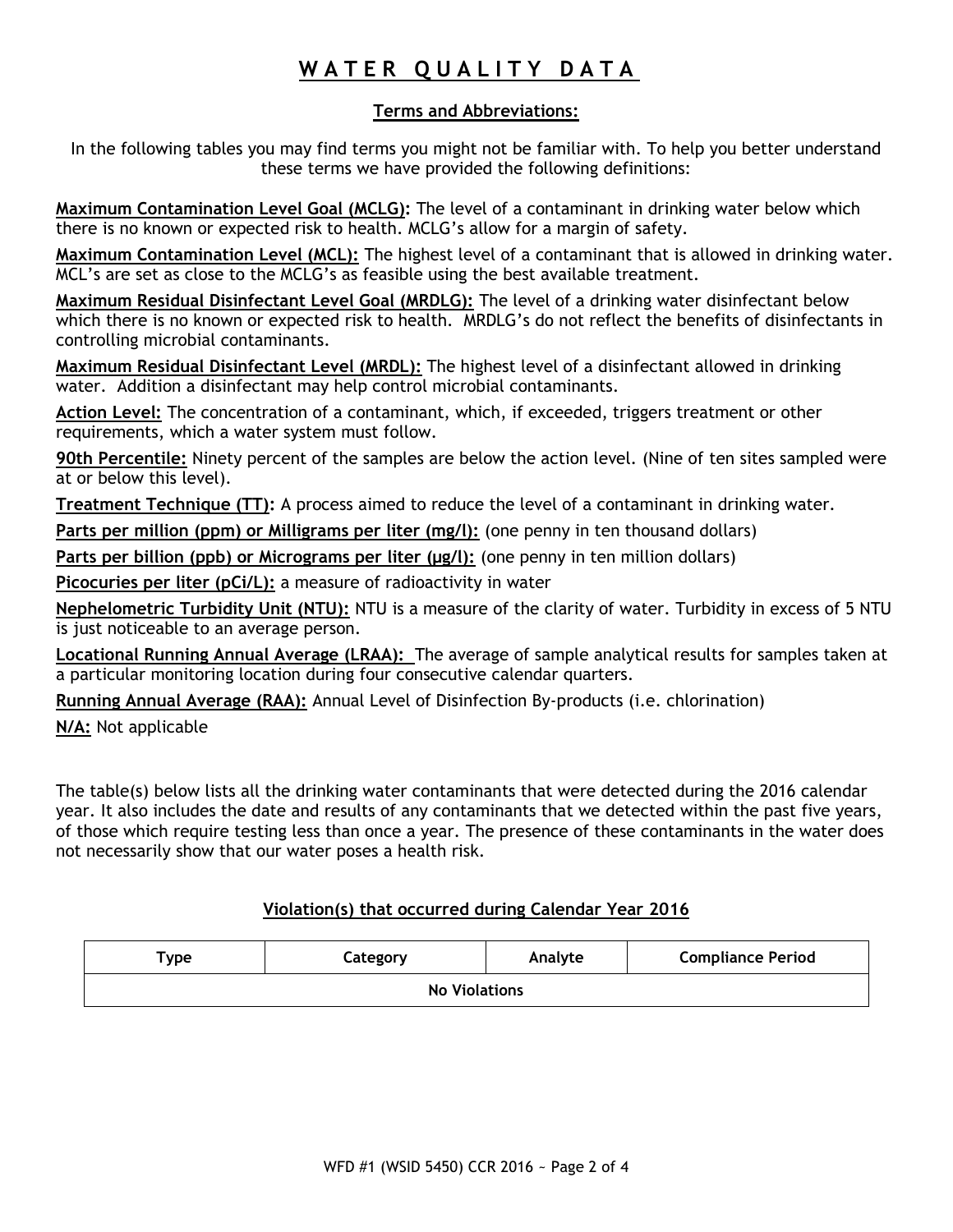# WATER QUALITY DATA

## Terms and Abbreviations:

In the following tables you may find terms you might not be familiar with. To help you better understand these terms we have provided the following definitions:

**Maximum Contamination Level Goal (MCLG):** The level of a contaminant in drinking water below which there is no known or expected risk to health. MCLG's allow for a margin of safety.

**Maximum Contamination Level (MCL):** The highest level of a contaminant that is allowed in drinking water. MCL's are set as close to the MCLG's as feasible using the best available treatment.

**Maximum Residual Disinfectant Level Goal (MRDLG):** The level of a drinking water disinfectant below which there is no known or expected risk to health. MRDLG's do not reflect the benefits of disinfectants in controlling microbial contaminants.

**Maximum Residual Disinfectant Level (MRDL):** The highest level of a disinfectant allowed in drinking water. Addition a disinfectant may help control microbial contaminants.

**Action Level:** The concentration of a contaminant, which, if exceeded, triggers treatment or other requirements, which a water system must follow.

**90th Percentile:** Ninety percent of the samples are below the action level. (Nine of ten sites sampled were at or below this level).

**Treatment Technique (TT):** A process aimed to reduce the level of a contaminant in drinking water.

**Parts per million (ppm) or Milligrams per liter (mg/l):** (one penny in ten thousand dollars)

**Parts per billion (ppb) or Micrograms per liter (µg/l):** (one penny in ten million dollars)

**Picocuries per liter (pCi/L):** a measure of radioactivity in water

**Nephelometric Turbidity Unit (NTU):** NTU is a measure of the clarity of water. Turbidity in excess of 5 NTU is just noticeable to an average person.

**Locational Running Annual Average (LRAA):** The average of sample analytical results for samples taken at a particular monitoring location during four consecutive calendar quarters.

**Running Annual Average (RAA):** Annual Level of Disinfection By-products (i.e. chlorination)

**N/A:** Not applicable

The table(s) below lists all the drinking water contaminants that were detected during the 2016 calendar year. It also includes the date and results of any contaminants that we detected within the past five years, of those which require testing less than once a year. The presence of these contaminants in the water does not necessarily show that our water poses a health risk.

## Violation(s) that occurred during Calendar Year 2016

| Type | Category | Analyte | Compliance Period |
| --- | --- | --- | --- |
| No Violations | | | |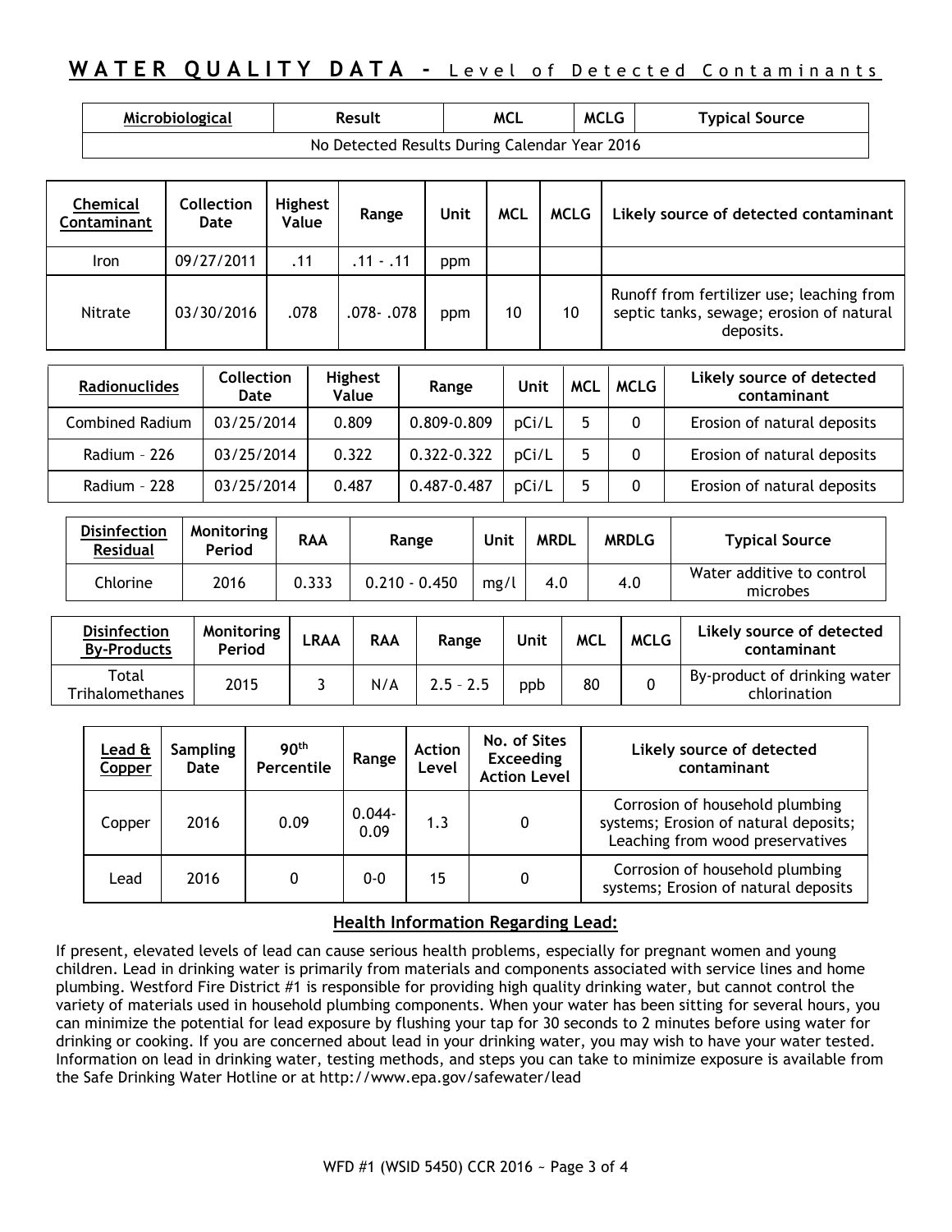## WATER QUALITY DATA - Level of Detected Contaminants

| Microbiological | Result | MCL | MCLG | Typical Source |
|---|---|---|---|---|
| No Detected Results During Calendar Year 2016 | | | | |

| Chemical Contaminant | Collection Date | Highest Value | Range | Unit | MCL | MCLG | Likely source of detected contaminant |
|---|---|---|---|---|---|---|---|
| Iron | 09/27/2011 | .11 | .11 - .11 | ppm | | | |
| Nitrate | 03/30/2016 | .078 | .078- .078 | ppm | 10 | 10 | Runoff from fertilizer use; leaching from septic tanks, sewage; erosion of natural deposits. |

| Radionuclides | Collection Date | Highest Value | Range | Unit | MCL | MCLG | Likely source of detected contaminant |
|---|---|---|---|---|---|---|---|
| Combined Radium | 03/25/2014 | 0.809 | 0.809-0.809 | pCi/L | 5 | 0 | Erosion of natural deposits |
| Radium – 226 | 03/25/2014 | 0.322 | 0.322-0.322 | pCi/L | 5 | 0 | Erosion of natural deposits |
| Radium – 228 | 03/25/2014 | 0.487 | 0.487-0.487 | pCi/L | 5 | 0 | Erosion of natural deposits |

| Disinfection Residual | Monitoring Period | RAA | Range | Unit | MRDL | MRDLG | Typical Source |
|---|---|---|---|---|---|---|---|
| Chlorine | 2016 | 0.333 | 0.210 - 0.450 | mg/l | 4.0 | 4.0 | Water additive to control microbes |

| Disinfection By-Products | Monitoring Period | LRAA | RAA | Range | Unit | MCL | MCLG | Likely source of detected contaminant |
|---|---|---|---|---|---|---|---|---|
| Total Trihalomethanes | 2015 | 3 | N/A | 2.5 – 2.5 | ppb | 80 | 0 | By-product of drinking water chlorination |

| Lead & Copper | Sampling Date | 90th Percentile | Range | Action Level | No. of Sites Exceeding Action Level | Likely source of detected contaminant |
|---|---|---|---|---|---|---|
| Copper | 2016 | 0.09 | 0.044-0.09 | 1.3 | 0 | Corrosion of household plumbing systems; Erosion of natural deposits; Leaching from wood preservatives |
| Lead | 2016 | 0 | 0-0 | 15 | 0 | Corrosion of household plumbing systems; Erosion of natural deposits |

### Health Information Regarding Lead:

If present, elevated levels of lead can cause serious health problems, especially for pregnant women and young children. Lead in drinking water is primarily from materials and components associated with service lines and home plumbing. Westford Fire District #1 is responsible for providing high quality drinking water, but cannot control the variety of materials used in household plumbing components. When your water has been sitting for several hours, you can minimize the potential for lead exposure by flushing your tap for 30 seconds to 2 minutes before using water for drinking or cooking. If you are concerned about lead in your drinking water, you may wish to have your water tested. Information on lead in drinking water, testing methods, and steps you can take to minimize exposure is available from the Safe Drinking Water Hotline or at http://www.epa.gov/safewater/lead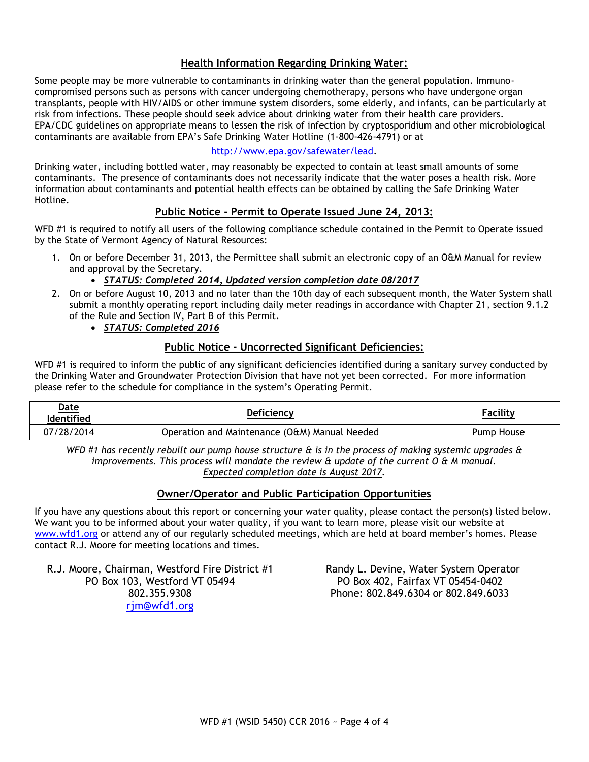## Health Information Regarding Drinking Water:

Some people may be more vulnerable to contaminants in drinking water than the general population. Immuno-compromised persons such as persons with cancer undergoing chemotherapy, persons who have undergone organ transplants, people with HIV/AIDS or other immune system disorders, some elderly, and infants, can be particularly at risk from infections. These people should seek advice about drinking water from their health care providers. EPA/CDC guidelines on appropriate means to lessen the risk of infection by cryptosporidium and other microbiological contaminants are available from EPA's Safe Drinking Water Hotline (1-800-426-4791) or at

http://www.epa.gov/safewater/lead.

Drinking water, including bottled water, may reasonably be expected to contain at least small amounts of some contaminants. The presence of contaminants does not necessarily indicate that the water poses a health risk. More information about contaminants and potential health effects can be obtained by calling the Safe Drinking Water Hotline.

## Public Notice - Permit to Operate Issued June 24, 2013:

WFD #1 is required to notify all users of the following compliance schedule contained in the Permit to Operate issued by the State of Vermont Agency of Natural Resources:

1. On or before December 31, 2013, the Permittee shall submit an electronic copy of an O&M Manual for review and approval by the Secretary.
   - ***STATUS: Completed 2014, Updated version completion date 08/2017***
2. On or before August 10, 2013 and no later than the 10th day of each subsequent month, the Water System shall submit a monthly operating report including daily meter readings in accordance with Chapter 21, section 9.1.2 of the Rule and Section IV, Part B of this Permit.
   - ***STATUS: Completed 2016***

## Public Notice - Uncorrected Significant Deficiencies:

WFD #1 is required to inform the public of any significant deficiencies identified during a sanitary survey conducted by the Drinking Water and Groundwater Protection Division that have not yet been corrected. For more information please refer to the schedule for compliance in the system's Operating Permit.

| Date Identified | Deficiency | Facility |
|---|---|---|
| 07/28/2014 | Operation and Maintenance (O&M) Manual Needed | Pump House |

*WFD #1 has recently rebuilt our pump house structure & is in the process of making systemic upgrades & improvements. This process will mandate the review & update of the current O & M manual. Expected completion date is August 2017.*

## Owner/Operator and Public Participation Opportunities

If you have any questions about this report or concerning your water quality, please contact the person(s) listed below. We want you to be informed about your water quality, if you want to learn more, please visit our website at www.wfd1.org or attend any of our regularly scheduled meetings, which are held at board member's homes. Please contact R.J. Moore for meeting locations and times.

R.J. Moore, Chairman, Westford Fire District #1
PO Box 103, Westford VT 05494
802.355.9308
rjm@wfd1.org

Randy L. Devine, Water System Operator
PO Box 402, Fairfax VT 05454-0402
Phone: 802.849.6304 or 802.849.6033